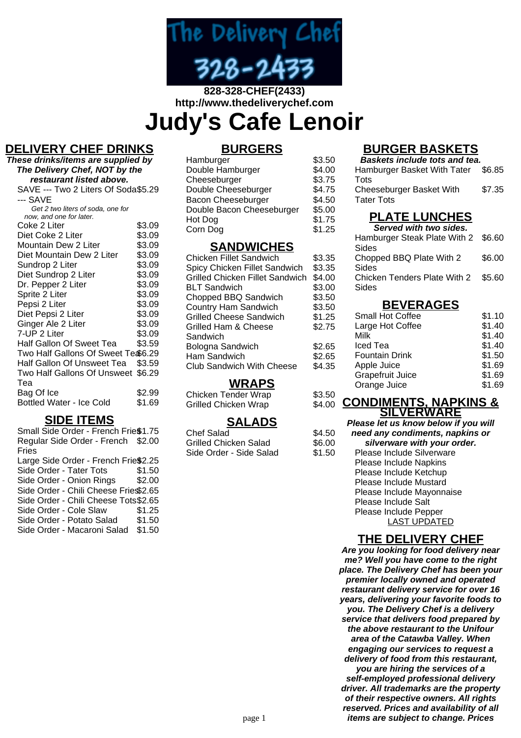The Delivery Chef
328-2433

**828-328-CHEF(2433)**
**http://www.thedeliverychef.com**

# Judy's Cafe Lenoir

## DELIVERY CHEF DRINKS

***These drinks/items are supplied by The Delivery Chef, NOT by the restaurant listed above.***

| Item | Price |
|---|---|
| SAVE --- Two 2 Liters Of Soda --- SAVE | $5.29 |
| *Get 2 two liters of soda, one for now, and one for later.* | |
| Coke 2 Liter | $3.09 |
| Diet Coke 2 Liter | $3.09 |
| Mountain Dew 2 Liter | $3.09 |
| Diet Mountain Dew 2 Liter | $3.09 |
| Sundrop 2 Liter | $3.09 |
| Diet Sundrop 2 Liter | $3.09 |
| Dr. Pepper 2 Liter | $3.09 |
| Sprite 2 Liter | $3.09 |
| Pepsi 2 Liter | $3.09 |
| Diet Pepsi 2 Liter | $3.09 |
| Ginger Ale 2 Liter | $3.09 |
| 7-UP 2 Liter | $3.09 |
| Half Gallon Of Sweet Tea | $3.59 |
| Two Half Gallons Of Sweet Tea | $6.29 |
| Half Gallon Of Unsweet Tea | $3.59 |
| Two Half Gallons Of Unsweet Tea | $6.29 |
| Bag Of Ice | $2.99 |
| Bottled Water - Ice Cold | $1.69 |

## SIDE ITEMS

| Item | Price |
|---|---|
| Small Side Order - French Fries | $1.75 |
| Regular Side Order - French Fries | $2.00 |
| Large Side Order - French Fries | $2.25 |
| Side Order - Tater Tots | $1.50 |
| Side Order - Onion Rings | $2.00 |
| Side Order - Chili Cheese Fries | $2.65 |
| Side Order - Chili Cheese Tots | $2.65 |
| Side Order - Cole Slaw | $1.25 |
| Side Order - Potato Salad | $1.50 |
| Side Order - Macaroni Salad | $1.50 |

## BURGERS

| Item | Price |
|---|---|
| Hamburger | $3.50 |
| Double Hamburger | $4.00 |
| Cheeseburger | $3.75 |
| Double Cheeseburger | $4.75 |
| Bacon Cheeseburger | $4.50 |
| Double Bacon Cheeseburger | $5.00 |
| Hot Dog | $1.75 |
| Corn Dog | $1.25 |

## SANDWICHES

| Item | Price |
|---|---|
| Chicken Fillet Sandwich | $3.35 |
| Spicy Chicken Fillet Sandwich | $3.35 |
| Grilled Chicken Fillet Sandwich | $4.00 |
| BLT Sandwich | $3.00 |
| Chopped BBQ Sandwich | $3.50 |
| Country Ham Sandwich | $3.50 |
| Grilled Cheese Sandwich | $1.25 |
| Grilled Ham & Cheese Sandwich | $2.75 |
| Bologna Sandwich | $2.65 |
| Ham Sandwich | $2.65 |
| Club Sandwich With Cheese | $4.35 |

## WRAPS

| Item | Price |
|---|---|
| Chicken Tender Wrap | $3.50 |
| Grilled Chicken Wrap | $4.00 |

## SALADS

| Item | Price |
|---|---|
| Chef Salad | $4.50 |
| Grilled Chicken Salad | $6.00 |
| Side Order - Side Salad | $1.50 |

## BURGER BASKETS

***Baskets include tots and tea.***

| Item | Price |
|---|---|
| Hamburger Basket With Tater Tots | $6.85 |
| Cheeseburger Basket With Tater Tots | $7.35 |

## PLATE LUNCHES

***Served with two sides.***

| Item | Price |
|---|---|
| Hamburger Steak Plate With 2 Sides | $6.60 |
| Chopped BBQ Plate With 2 Sides | $6.00 |
| Chicken Tenders Plate With 2 Sides | $5.60 |

## BEVERAGES

| Item | Price |
|---|---|
| Small Hot Coffee | $1.10 |
| Large Hot Coffee | $1.40 |
| Milk | $1.40 |
| Iced Tea | $1.40 |
| Fountain Drink | $1.50 |
| Apple Juice | $1.69 |
| Grapefruit Juice | $1.69 |
| Orange Juice | $1.69 |

## CONDIMENTS, NAPKINS & SILVERWARE

***Please let us know below if you will need any condiments, napkins or silverware with your order.***

- Please Include Silverware
- Please Include Napkins
- Please Include Ketchup
- Please Include Mustard
- Please Include Mayonnaise
- Please Include Salt
- Please Include Pepper

LAST UPDATED

## THE DELIVERY CHEF

***Are you looking for food delivery near me? Well you have come to the right place. The Delivery Chef has been your premier locally owned and operated restaurant delivery service for over 16 years, delivering your favorite foods to you. The Delivery Chef is a delivery service that delivers food prepared by the above restaurant to the Unifour area of the Catawba Valley. When engaging our services to request a delivery of food from this restaurant, you are hiring the services of a self-employed professional delivery driver. All trademarks are the property of their respective owners. All rights reserved. Prices and availability of all items are subject to change. Prices***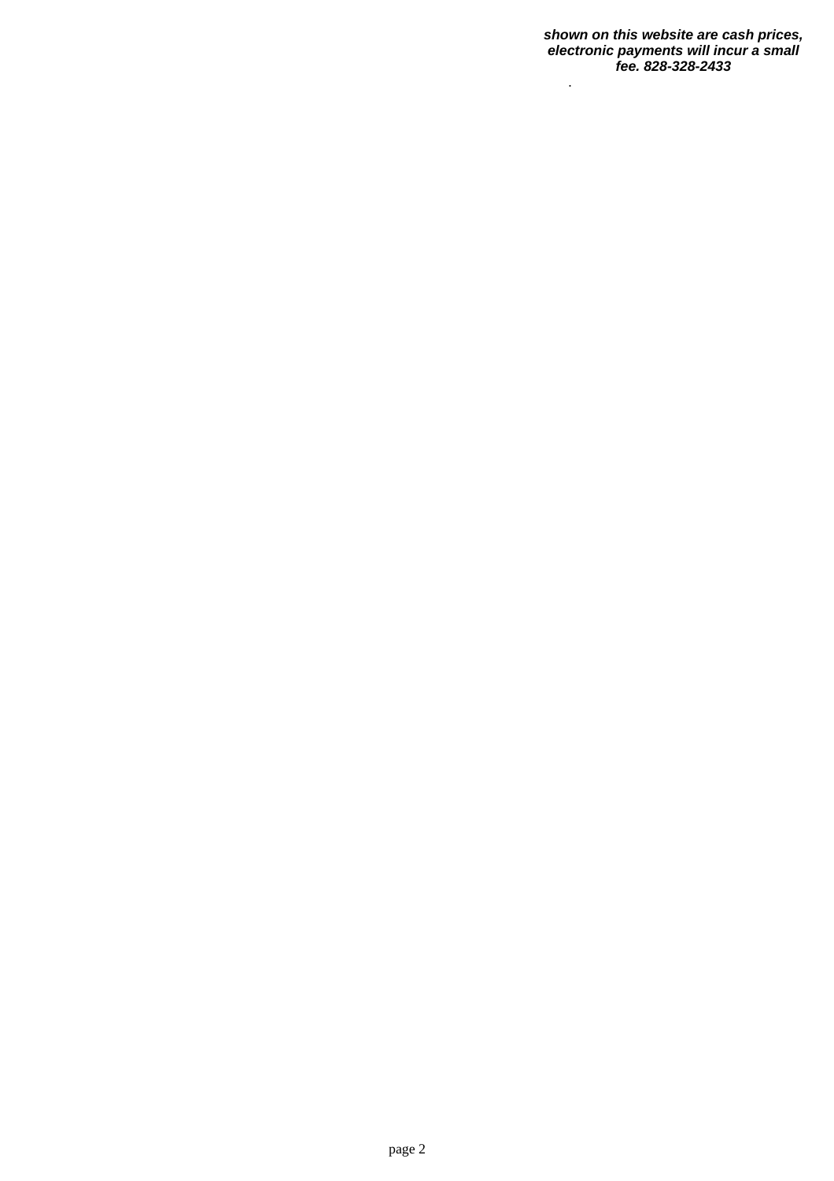***shown on this website are cash prices, electronic payments will incur a small fee. 828-328-2433***

.